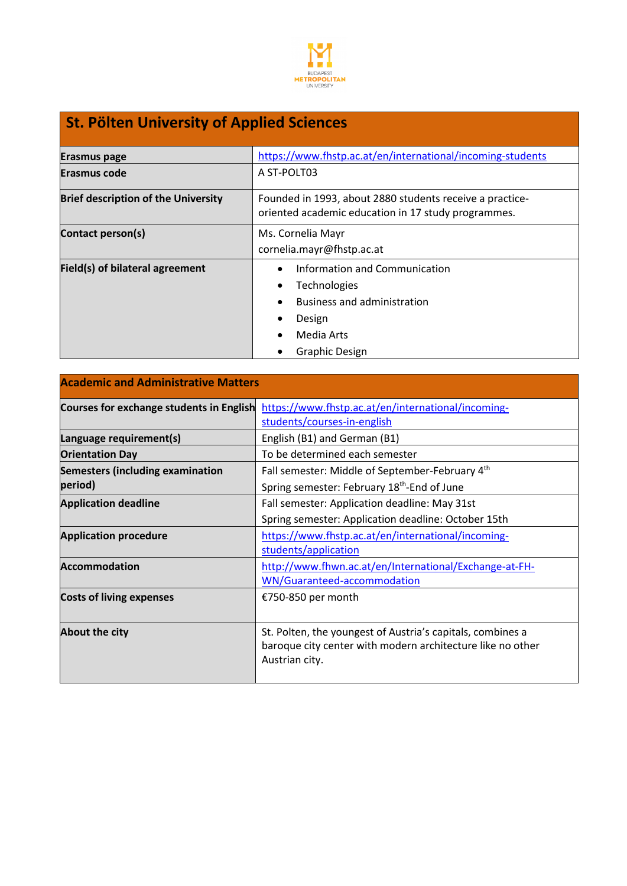# St. Pölten University of Applied Sciences

| | |
|---|---|
| **Erasmus page** | https://www.fhstp.ac.at/en/international/incoming-students |
| **Erasmus code** | A ST-POLT03 |
| **Brief description of the University** | Founded in 1993, about 2880 students receive a practice-oriented academic education in 17 study programmes. |
| **Contact person(s)** | Ms. Cornelia Mayr<br>cornelia.mayr@fhstp.ac.at |
| **Field(s) of bilateral agreement** | • Information and Communication<br>• Technologies<br>• Business and administration<br>• Design<br>• Media Arts<br>• Graphic Design |

## Academic and Administrative Matters

| | |
|---|---|
| **Courses for exchange students in English** | https://www.fhstp.ac.at/en/international/incoming-students/courses-in-english |
| **Language requirement(s)** | English (B1) and German (B1) |
| **Orientation Day** | To be determined each semester |
| **Semesters (including examination period)** | Fall semester: Middle of September-February 4th<br>Spring semester: February 18th-End of June |
| **Application deadline** | Fall semester: Application deadline: May 31st<br>Spring semester: Application deadline: October 15th |
| **Application procedure** | https://www.fhstp.ac.at/en/international/incoming-students/application |
| **Accommodation** | http://www.fhwn.ac.at/en/International/Exchange-at-FH-WN/Guaranteed-accommodation |
| **Costs of living expenses** | €750-850 per month |
| **About the city** | St. Polten, the youngest of Austria's capitals, combines a baroque city center with modern architecture like no other Austrian city. |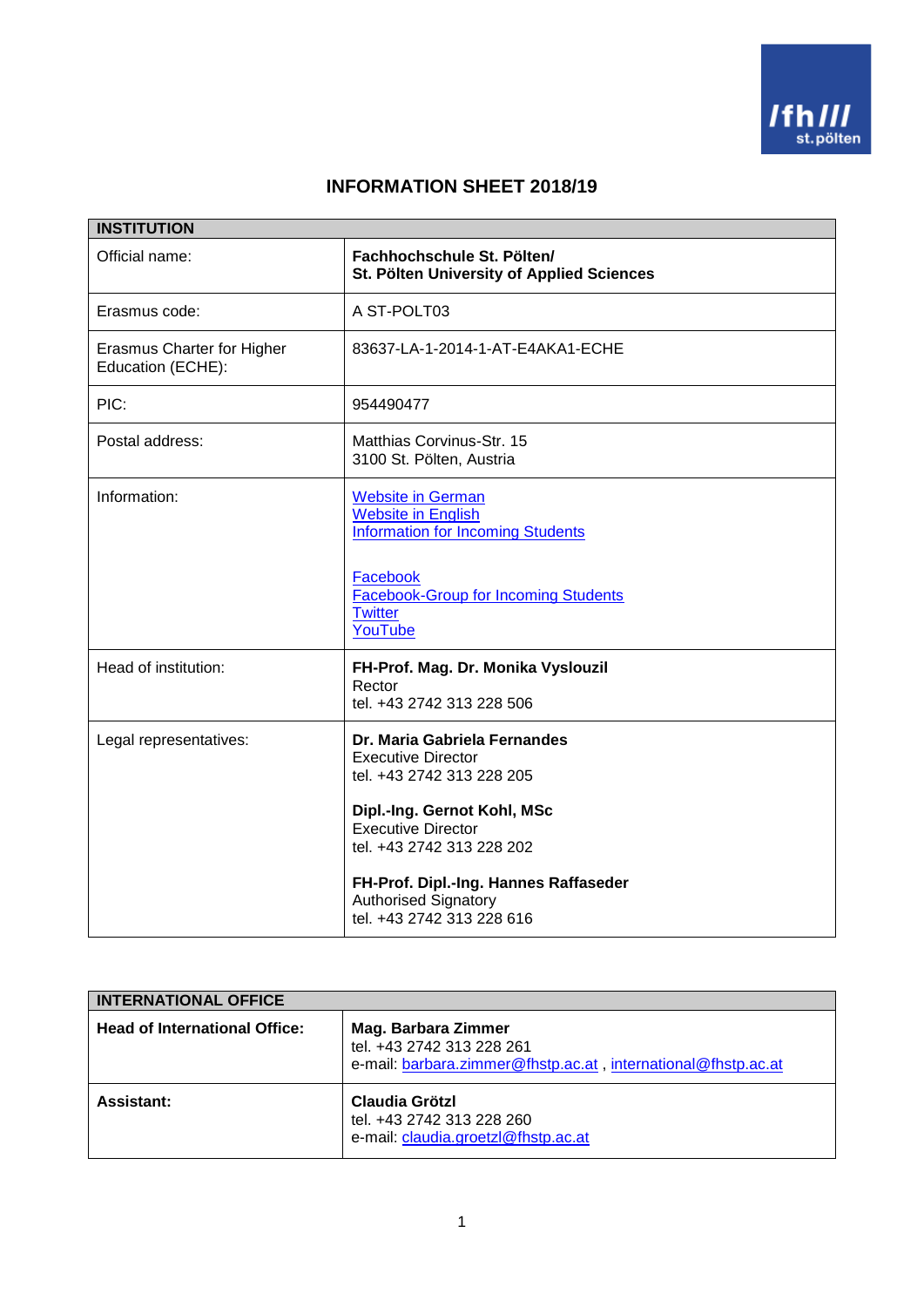# INFORMATION SHEET 2018/19

| INSTITUTION | |
|---|---|
| Official name: | **Fachhochschule St. Pölten/ St. Pölten University of Applied Sciences** |
| Erasmus code: | A ST-POLT03 |
| Erasmus Charter for Higher Education (ECHE): | 83637-LA-1-2014-1-AT-E4AKA1-ECHE |
| PIC: | 954490477 |
| Postal address: | Matthias Corvinus-Str. 15<br>3100 St. Pölten, Austria |
| Information: | Website in German<br>Website in English<br>Information for Incoming Students<br><br>Facebook<br>Facebook-Group for Incoming Students<br>Twitter<br>YouTube |
| Head of institution: | **FH-Prof. Mag. Dr. Monika Vyslouzil**<br>Rector<br>tel. +43 2742 313 228 506 |
| Legal representatives: | **Dr. Maria Gabriela Fernandes**<br>Executive Director<br>tel. +43 2742 313 228 205<br><br>**Dipl.-Ing. Gernot Kohl, MSc**<br>Executive Director<br>tel. +43 2742 313 228 202<br><br>**FH-Prof. Dipl.-Ing. Hannes Raffaseder**<br>Authorised Signatory<br>tel. +43 2742 313 228 616 |

| INTERNATIONAL OFFICE | |
|---|---|
| **Head of International Office:** | **Mag. Barbara Zimmer**<br>tel. +43 2742 313 228 261<br>e-mail: barbara.zimmer@fhstp.ac.at , international@fhstp.ac.at |
| **Assistant:** | **Claudia Grötzl**<br>tel. +43 2742 313 228 260<br>e-mail: claudia.groetzl@fhstp.ac.at |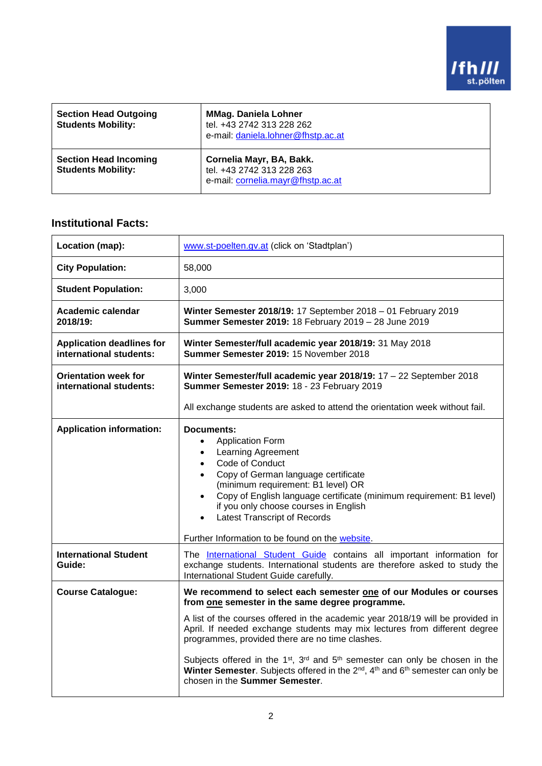| **Section Head Outgoing Students Mobility:** | **MMag. Daniela Lohner**<br>tel. +43 2742 313 228 262<br>e-mail: daniela.lohner@fhstp.ac.at |
|---|---|
| **Section Head Incoming Students Mobility:** | **Cornelia Mayr, BA, Bakk.**<br>tel. +43 2742 313 228 263<br>e-mail: cornelia.mayr@fhstp.ac.at |

### Institutional Facts:

| **Location (map):** | www.st-poelten.gv.at (click on 'Stadtplan') |
|---|---|
| **City Population:** | 58,000 |
| **Student Population:** | 3,000 |
| **Academic calendar 2018/19:** | **Winter Semester 2018/19:** 17 September 2018 – 01 February 2019<br>**Summer Semester 2019:** 18 February 2019 – 28 June 2019 |
| **Application deadlines for international students:** | **Winter Semester/full academic year 2018/19:** 31 May 2018<br>**Summer Semester 2019:** 15 November 2018 |
| **Orientation week for international students:** | **Winter Semester/full academic year 2018/19:** 17 – 22 September 2018<br>**Summer Semester 2019:** 18 - 23 February 2019<br><br>All exchange students are asked to attend the orientation week without fail. |
| **Application information:** | **Documents:**<br>• Application Form<br>• Learning Agreement<br>• Code of Conduct<br>• Copy of German language certificate (minimum requirement: B1 level) OR<br>• Copy of English language certificate (minimum requirement: B1 level) if you only choose courses in English<br>• Latest Transcript of Records<br><br>Further Information to be found on the website. |
| **International Student Guide:** | The International Student Guide contains all important information for exchange students. International students are therefore asked to study the International Student Guide carefully. |
| **Course Catalogue:** | **We recommend to select each semester one of our Modules or courses from one semester in the same degree programme.**<br><br>A list of the courses offered in the academic year 2018/19 will be provided in April. If needed exchange students may mix lectures from different degree programmes, provided there are no time clashes.<br><br>Subjects offered in the 1st, 3rd and 5th semester can only be chosen in the **Winter Semester**. Subjects offered in the 2nd, 4th and 6th semester can only be chosen in the **Summer Semester**. |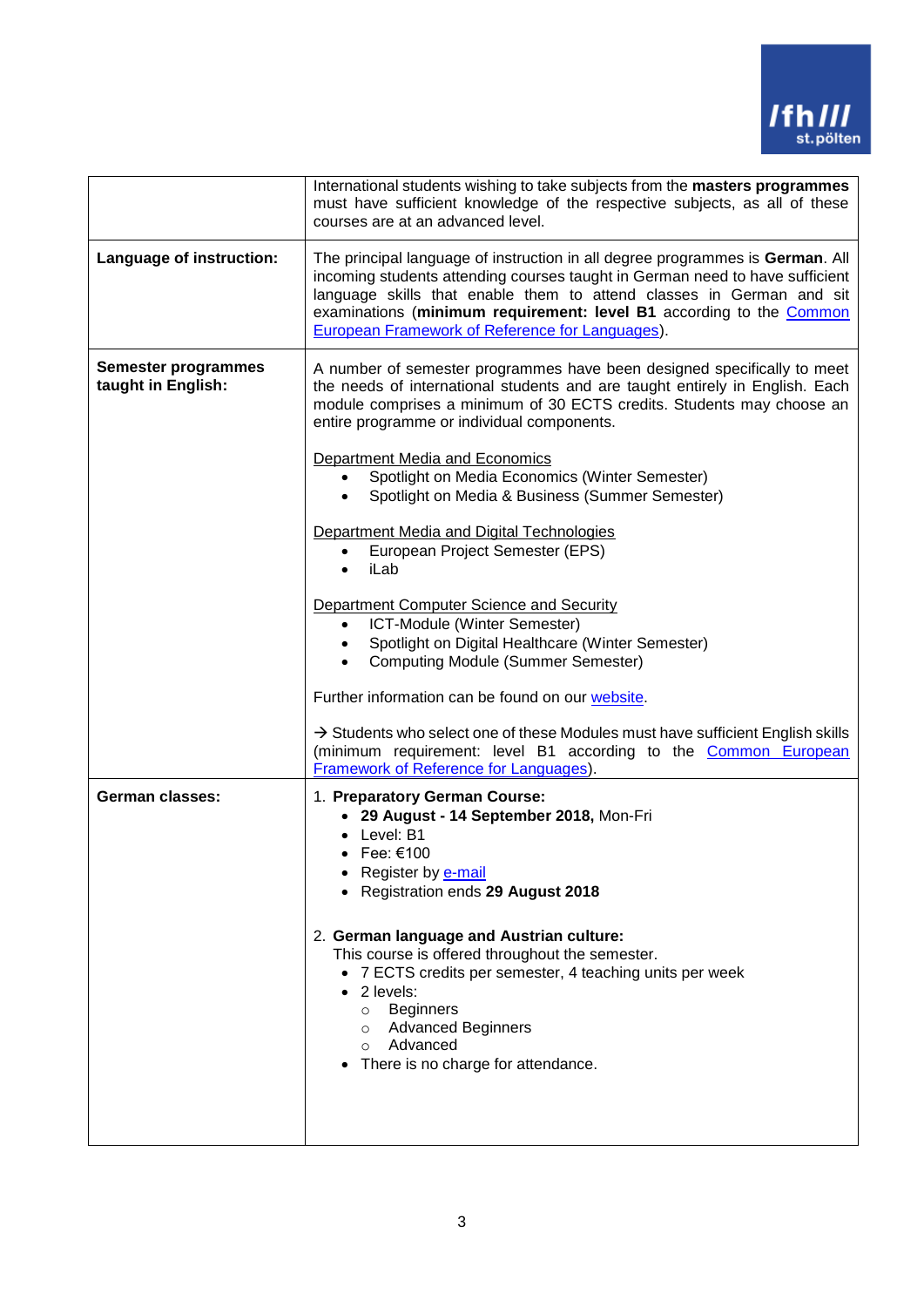| | |
|---|---|
| | International students wishing to take subjects from the **masters programmes** must have sufficient knowledge of the respective subjects, as all of these courses are at an advanced level. |
| **Language of instruction:** | The principal language of instruction in all degree programmes is **German**. All incoming students attending courses taught in German need to have sufficient language skills that enable them to attend classes in German and sit examinations (**minimum requirement: level B1** according to the [Common European Framework of Reference for Languages](#)). |
| **Semester programmes taught in English:** | A number of semester programmes have been designed specifically to meet the needs of international students and are taught entirely in English. Each module comprises a minimum of 30 ECTS credits. Students may choose an entire programme or individual components.<br><br><u>Department Media and Economics</u><br>• Spotlight on Media Economics (Winter Semester)<br>• Spotlight on Media & Business (Summer Semester)<br><br><u>Department Media and Digital Technologies</u><br>• European Project Semester (EPS)<br>• iLab<br><br><u>Department Computer Science and Security</u><br>• ICT-Module (Winter Semester)<br>• Spotlight on Digital Healthcare (Winter Semester)<br>• Computing Module (Summer Semester)<br><br>Further information can be found on our [website](#).<br><br>→ Students who select one of these Modules must have sufficient English skills (minimum requirement: level B1 according to the [Common European Framework of Reference for Languages](#)). |
| **German classes:** | 1. **Preparatory German Course:**<br>• **29 August - 14 September 2018,** Mon-Fri<br>• Level: B1<br>• Fee: €100<br>• Register by [e-mail](#)<br>• Registration ends **29 August 2018**<br><br>2. **German language and Austrian culture:**<br>This course is offered throughout the semester.<br>• 7 ECTS credits per semester, 4 teaching units per week<br>• 2 levels:<br>  ○ Beginners<br>  ○ Advanced Beginners<br>  ○ Advanced<br>• There is no charge for attendance. |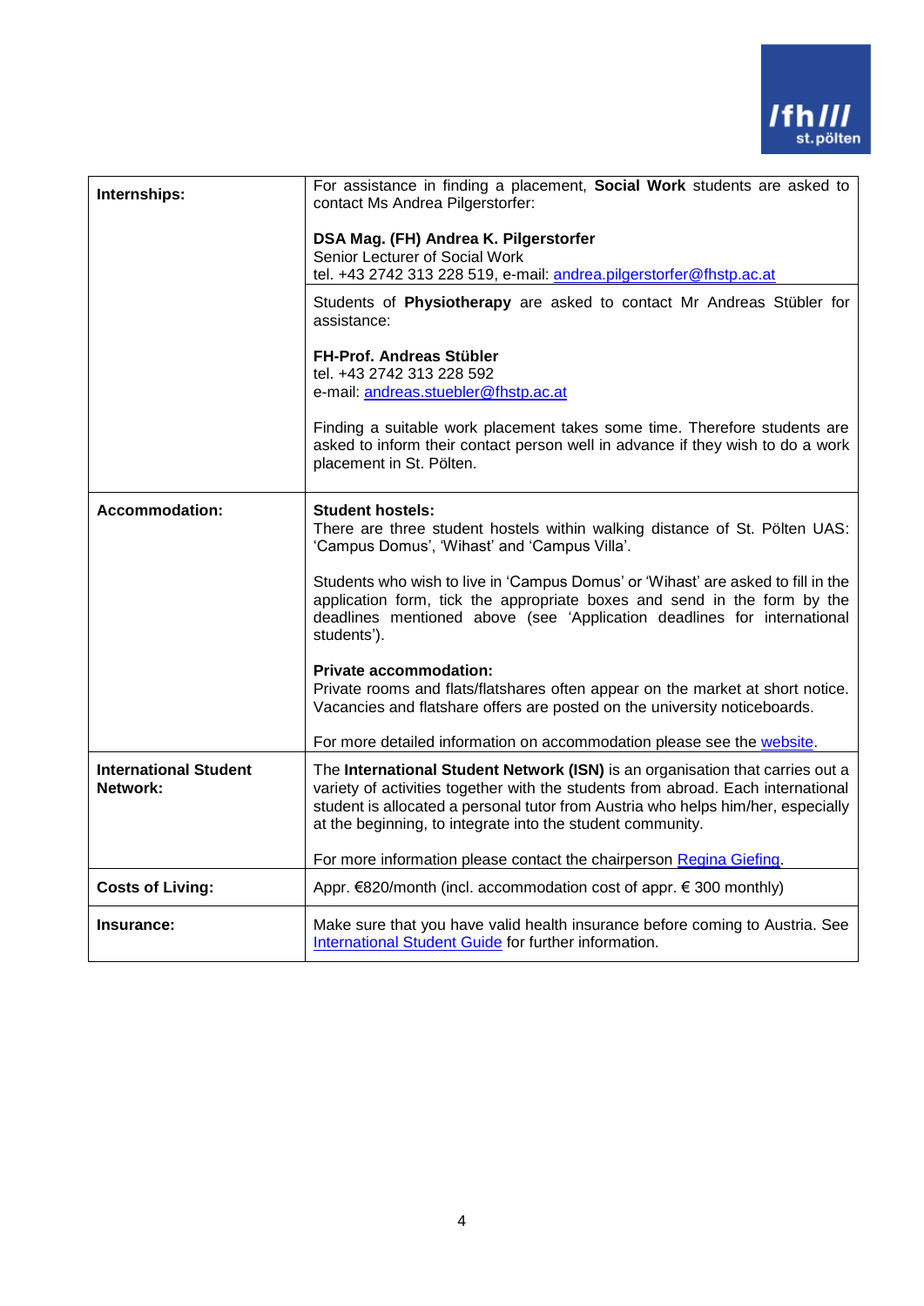| | |
|---|---|
| **Internships:** | For assistance in finding a placement, **Social Work** students are asked to contact Ms Andrea Pilgerstorfer:<br><br>**DSA Mag. (FH) Andrea K. Pilgerstorfer**<br>Senior Lecturer of Social Work<br>tel. +43 2742 313 228 519, e-mail: andrea.pilgerstorfer@fhstp.ac.at |
| | Students of **Physiotherapy** are asked to contact Mr Andreas Stübler for assistance:<br><br>**FH-Prof. Andreas Stübler**<br>tel. +43 2742 313 228 592<br>e-mail: andreas.stuebler@fhstp.ac.at<br><br>Finding a suitable work placement takes some time. Therefore students are asked to inform their contact person well in advance if they wish to do a work placement in St. Pölten. |
| **Accommodation:** | **Student hostels:**<br>There are three student hostels within walking distance of St. Pölten UAS: 'Campus Domus', 'Wihast' and 'Campus Villa'.<br><br>Students who wish to live in 'Campus Domus' or 'Wihast' are asked to fill in the application form, tick the appropriate boxes and send in the form by the deadlines mentioned above (see 'Application deadlines for international students').<br><br>**Private accommodation:**<br>Private rooms and flats/flatshares often appear on the market at short notice. Vacancies and flatshare offers are posted on the university noticeboards.<br><br>For more detailed information on accommodation please see the website. |
| **International Student Network:** | The **International Student Network (ISN)** is an organisation that carries out a variety of activities together with the students from abroad. Each international student is allocated a personal tutor from Austria who helps him/her, especially at the beginning, to integrate into the student community.<br><br>For more information please contact the chairperson Regina Giefing. |
| **Costs of Living:** | Appr. €820/month (incl. accommodation cost of appr. € 300 monthly) |
| **Insurance:** | Make sure that you have valid health insurance before coming to Austria. See International Student Guide for further information. |